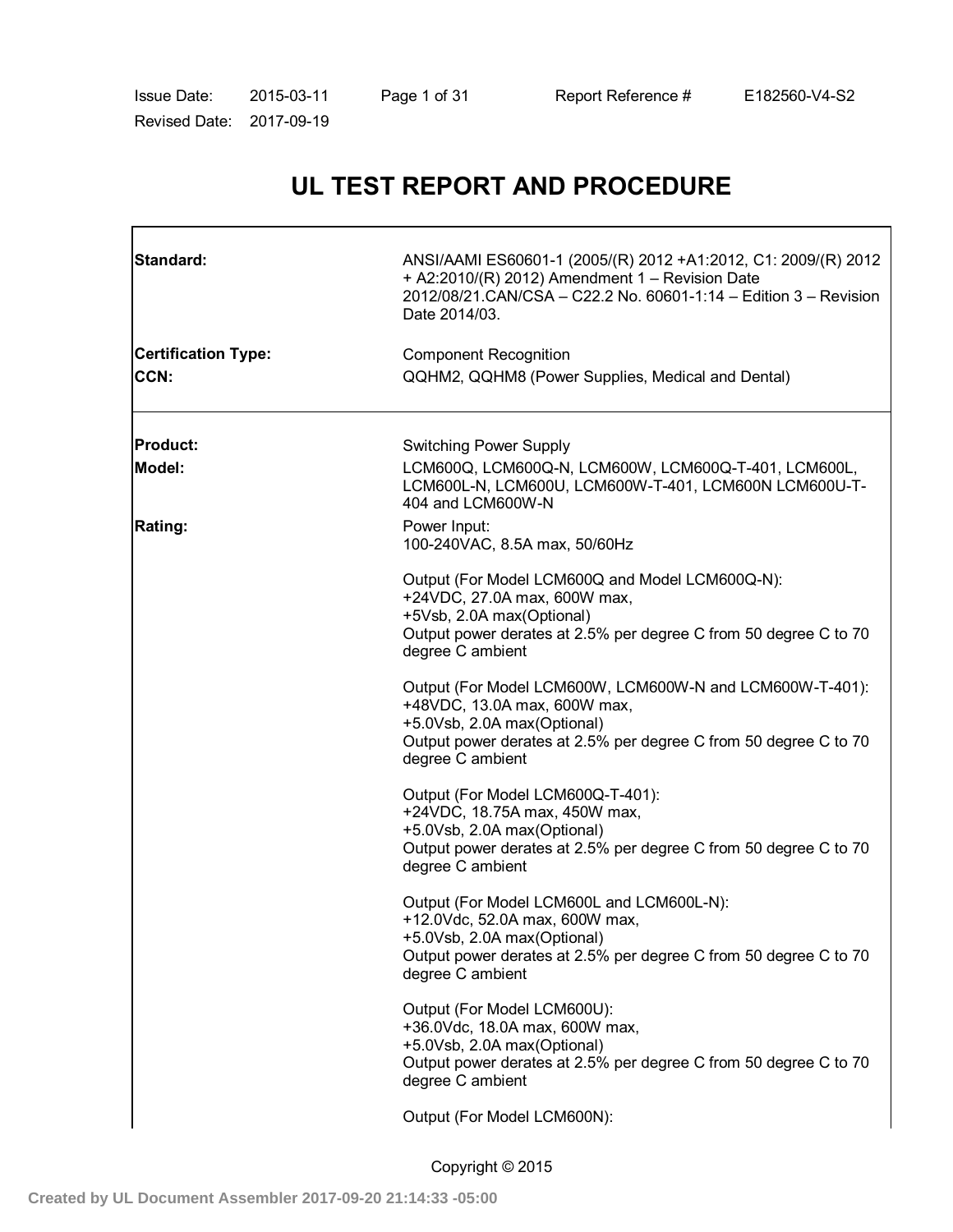# UL TEST REPORT AND PROCEDURE

| | |
|---|---|
| **Standard:** | ANSI/AAMI ES60601-1 (2005/(R) 2012 +A1:2012, C1: 2009/(R) 2012 + A2:2010/(R) 2012) Amendment 1 – Revision Date 2012/08/21.CAN/CSA – C22.2 No. 60601-1:14 – Edition 3 – Revision Date 2014/03. |
| **Certification Type:** | Component Recognition |
| **CCN:** | QQHM2, QQHM8 (Power Supplies, Medical and Dental) |
| **Product:** | Switching Power Supply |
| **Model:** | LCM600Q, LCM600Q-N, LCM600W, LCM600Q-T-401, LCM600L, LCM600L-N, LCM600U, LCM600W-T-401, LCM600N LCM600U-T-404 and LCM600W-N |
| **Rating:** | Power Input:<br>100-240VAC, 8.5A max, 50/60Hz<br><br>Output (For Model LCM600Q and Model LCM600Q-N):<br>+24VDC, 27.0A max, 600W max,<br>+5Vsb, 2.0A max(Optional)<br>Output power derates at 2.5% per degree C from 50 degree C to 70 degree C ambient<br><br>Output (For Model LCM600W, LCM600W-N and LCM600W-T-401):<br>+48VDC, 13.0A max, 600W max,<br>+5.0Vsb, 2.0A max(Optional)<br>Output power derates at 2.5% per degree C from 50 degree C to 70 degree C ambient<br><br>Output (For Model LCM600Q-T-401):<br>+24VDC, 18.75A max, 450W max,<br>+5.0Vsb, 2.0A max(Optional)<br>Output power derates at 2.5% per degree C from 50 degree C to 70 degree C ambient<br><br>Output (For Model LCM600L and LCM600L-N):<br>+12.0Vdc, 52.0A max, 600W max,<br>+5.0Vsb, 2.0A max(Optional)<br>Output power derates at 2.5% per degree C from 50 degree C to 70 degree C ambient<br><br>Output (For Model LCM600U):<br>+36.0Vdc, 18.0A max, 600W max,<br>+5.0Vsb, 2.0A max(Optional)<br>Output power derates at 2.5% per degree C from 50 degree C to 70 degree C ambient<br><br>Output (For Model LCM600N): |

Copyright © 2015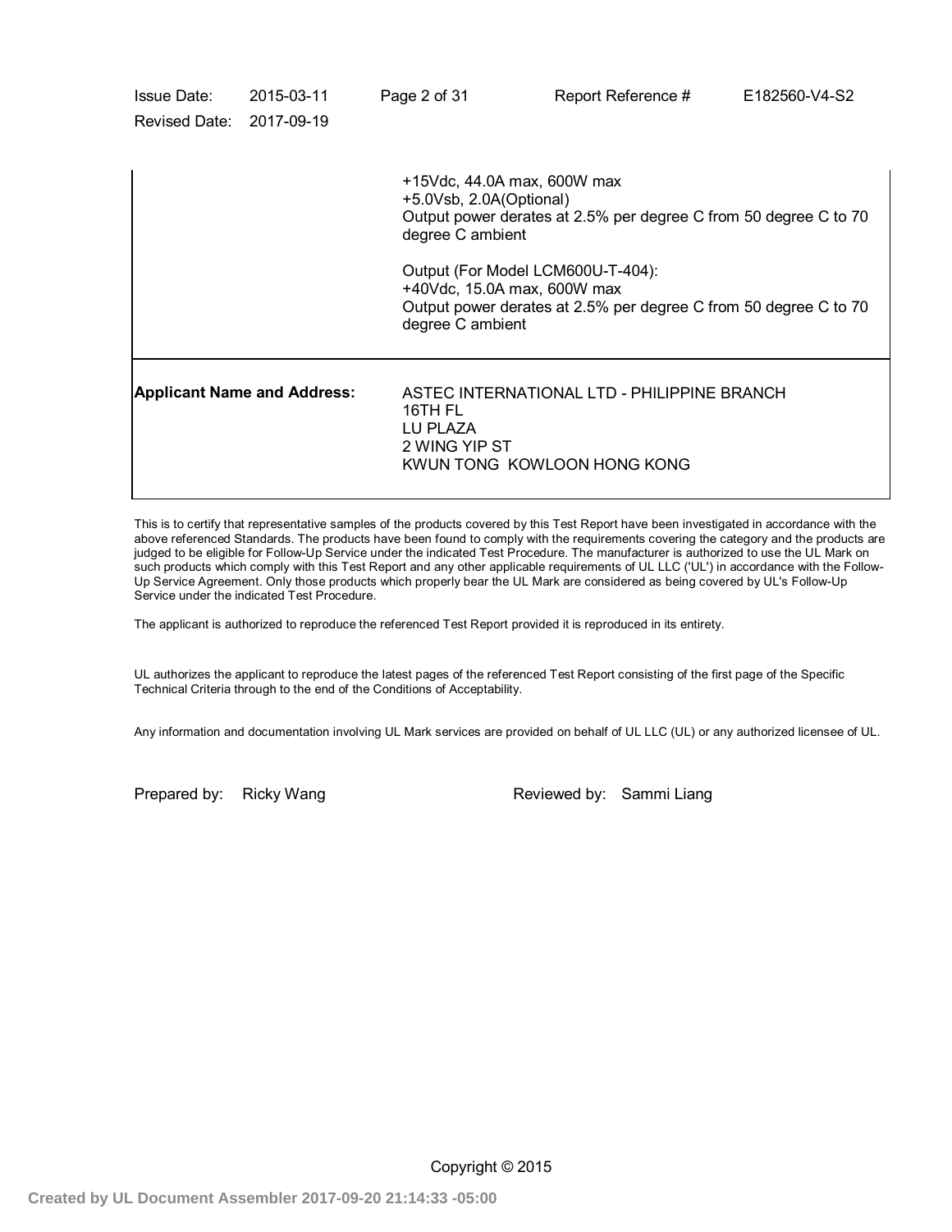| | |
|---|---|
| | +15Vdc, 44.0A max, 600W max<br>+5.0Vsb, 2.0A(Optional)<br>Output power derates at 2.5% per degree C from 50 degree C to 70 degree C ambient<br><br>Output (For Model LCM600U-T-404):<br>+40Vdc, 15.0A max, 600W max<br>Output power derates at 2.5% per degree C from 50 degree C to 70 degree C ambient |
| **Applicant Name and Address:** | ASTEC INTERNATIONAL LTD - PHILIPPINE BRANCH<br>16TH FL<br>LU PLAZA<br>2 WING YIP ST<br>KWUN TONG KOWLOON HONG KONG |

This is to certify that representative samples of the products covered by this Test Report have been investigated in accordance with the above referenced Standards. The products have been found to comply with the requirements covering the category and the products are judged to be eligible for Follow-Up Service under the indicated Test Procedure. The manufacturer is authorized to use the UL Mark on such products which comply with this Test Report and any other applicable requirements of UL LLC ('UL') in accordance with the Follow-Up Service Agreement. Only those products which properly bear the UL Mark are considered as being covered by UL's Follow-Up Service under the indicated Test Procedure.

The applicant is authorized to reproduce the referenced Test Report provided it is reproduced in its entirety.

UL authorizes the applicant to reproduce the latest pages of the referenced Test Report consisting of the first page of the Specific Technical Criteria through to the end of the Conditions of Acceptability.

Any information and documentation involving UL Mark services are provided on behalf of UL LLC (UL) or any authorized licensee of UL.

Prepared by: Ricky Wang  Reviewed by: Sammi Liang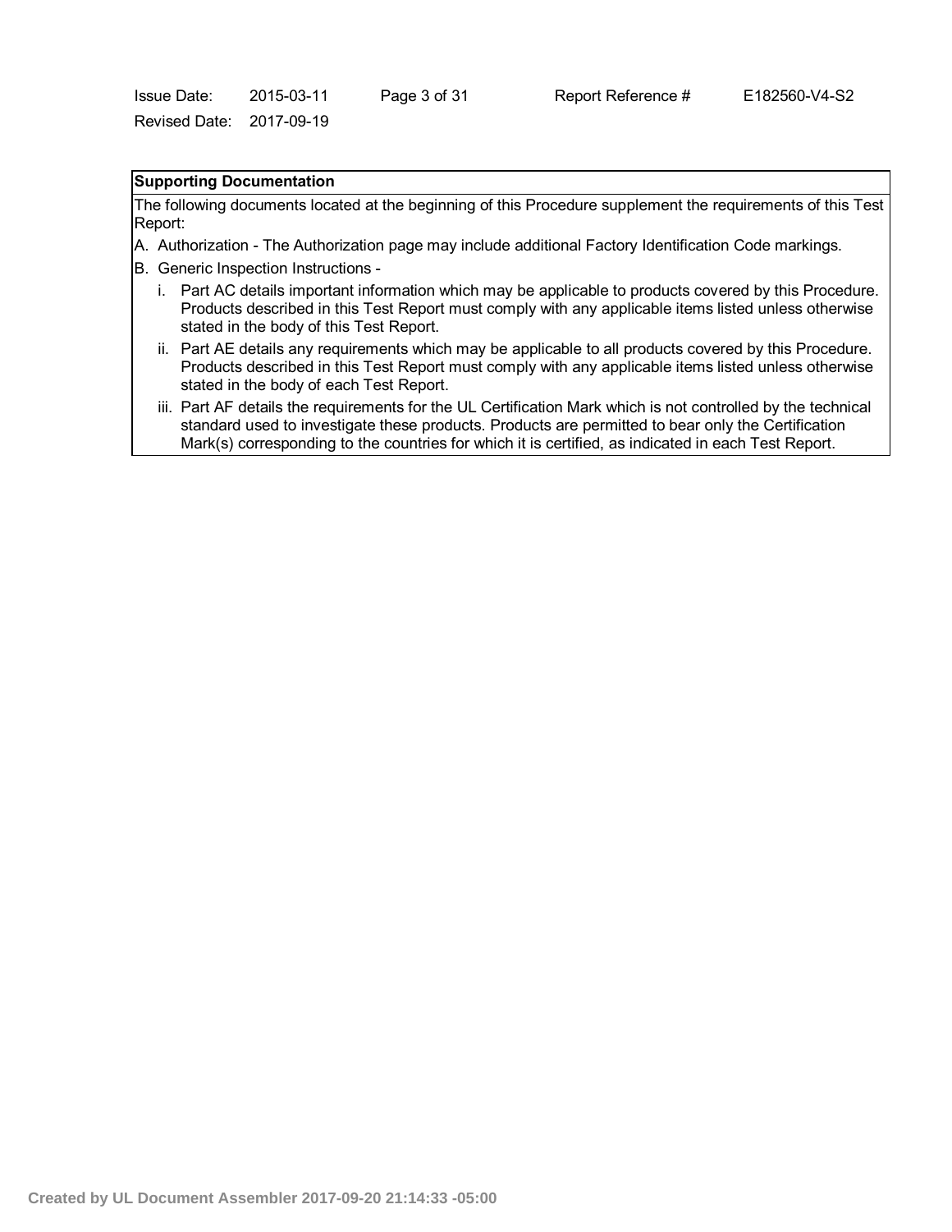**Supporting Documentation**

The following documents located at the beginning of this Procedure supplement the requirements of this Test Report:

A. Authorization - The Authorization page may include additional Factory Identification Code markings.

B. Generic Inspection Instructions -

   i. Part AC details important information which may be applicable to products covered by this Procedure. Products described in this Test Report must comply with any applicable items listed unless otherwise stated in the body of this Test Report.

   ii. Part AE details any requirements which may be applicable to all products covered by this Procedure. Products described in this Test Report must comply with any applicable items listed unless otherwise stated in the body of each Test Report.

   iii. Part AF details the requirements for the UL Certification Mark which is not controlled by the technical standard used to investigate these products. Products are permitted to bear only the Certification Mark(s) corresponding to the countries for which it is certified, as indicated in each Test Report.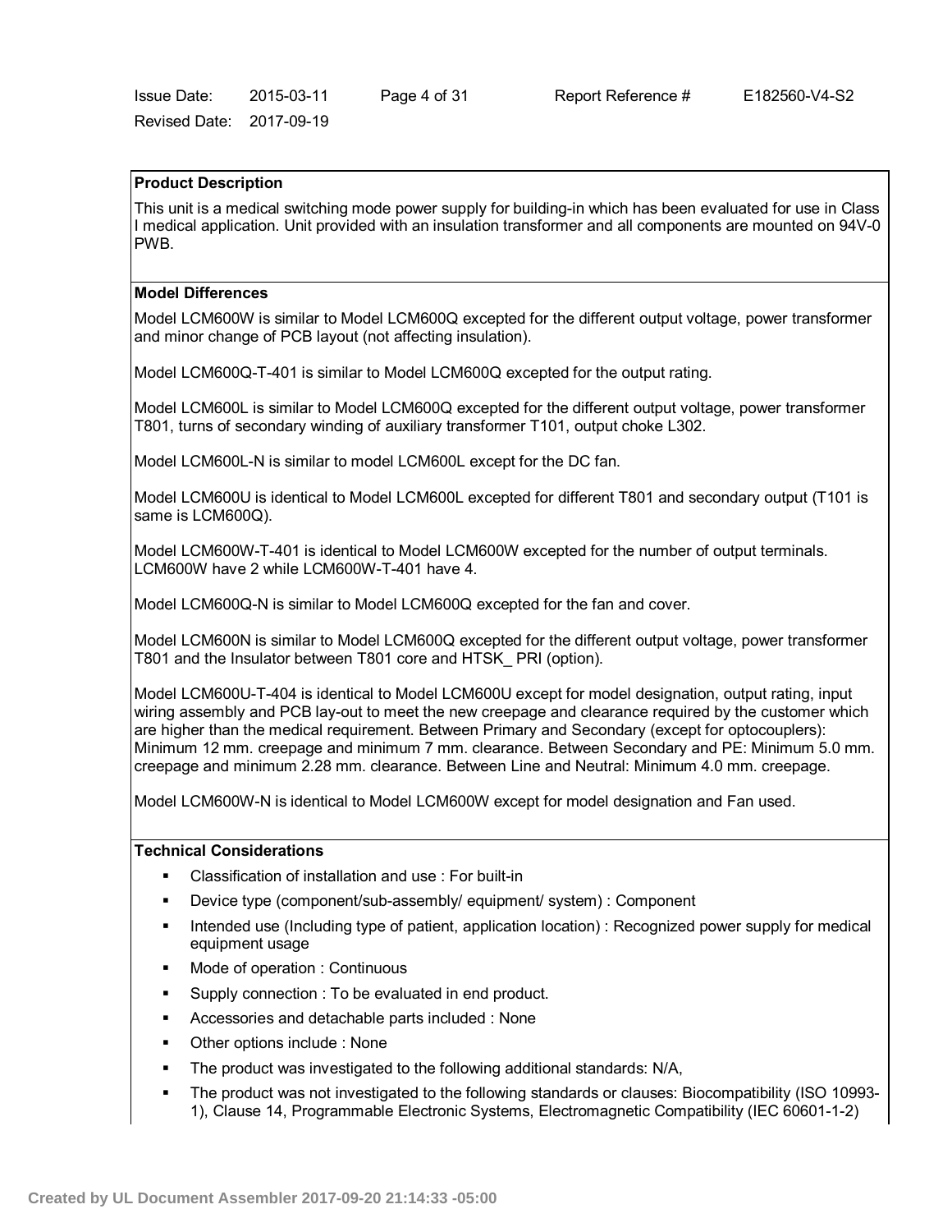**Product Description**

This unit is a medical switching mode power supply for building-in which has been evaluated for use in Class I medical application. Unit provided with an insulation transformer and all components are mounted on 94V-0 PWB.

**Model Differences**

Model LCM600W is similar to Model LCM600Q excepted for the different output voltage, power transformer and minor change of PCB layout (not affecting insulation).

Model LCM600Q-T-401 is similar to Model LCM600Q excepted for the output rating.

Model LCM600L is similar to Model LCM600Q excepted for the different output voltage, power transformer T801, turns of secondary winding of auxiliary transformer T101, output choke L302.

Model LCM600L-N is similar to model LCM600L except for the DC fan.

Model LCM600U is identical to Model LCM600L excepted for different T801 and secondary output (T101 is same is LCM600Q).

Model LCM600W-T-401 is identical to Model LCM600W excepted for the number of output terminals. LCM600W have 2 while LCM600W-T-401 have 4.

Model LCM600Q-N is similar to Model LCM600Q excepted for the fan and cover.

Model LCM600N is similar to Model LCM600Q excepted for the different output voltage, power transformer T801 and the Insulator between T801 core and HTSK_ PRI (option).

Model LCM600U-T-404 is identical to Model LCM600U except for model designation, output rating, input wiring assembly and PCB lay-out to meet the new creepage and clearance required by the customer which are higher than the medical requirement. Between Primary and Secondary (except for optocouplers): Minimum 12 mm. creepage and minimum 7 mm. clearance. Between Secondary and PE: Minimum 5.0 mm. creepage and minimum 2.28 mm. clearance. Between Line and Neutral: Minimum 4.0 mm. creepage.

Model LCM600W-N is identical to Model LCM600W except for model designation and Fan used.

**Technical Considerations**

- Classification of installation and use : For built-in
- Device type (component/sub-assembly/ equipment/ system) : Component
- Intended use (Including type of patient, application location) : Recognized power supply for medical equipment usage
- Mode of operation : Continuous
- Supply connection : To be evaluated in end product.
- Accessories and detachable parts included : None
- Other options include : None
- The product was investigated to the following additional standards: N/A,
- The product was not investigated to the following standards or clauses: Biocompatibility (ISO 10993-1), Clause 14, Programmable Electronic Systems, Electromagnetic Compatibility (IEC 60601-1-2)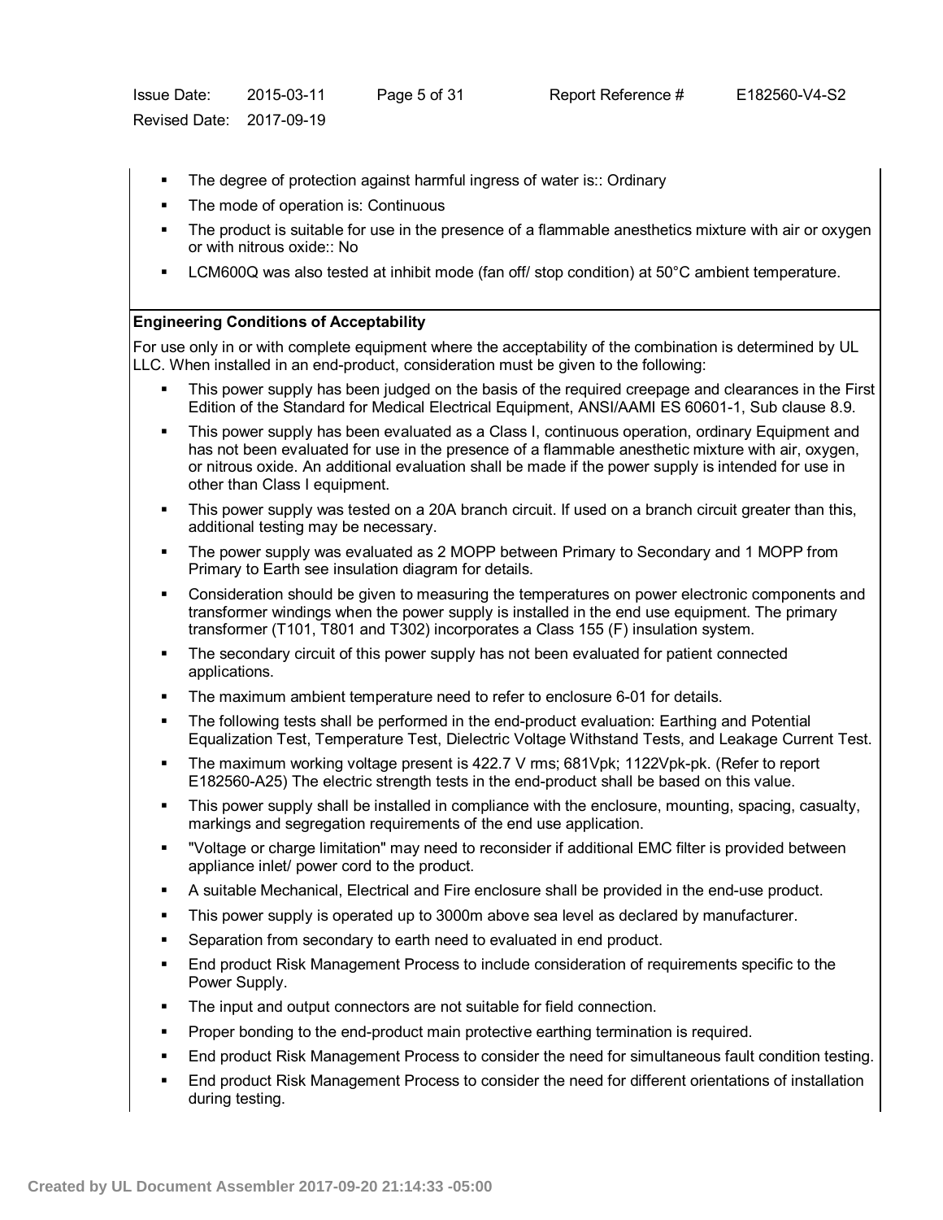- The degree of protection against harmful ingress of water is:: Ordinary
- The mode of operation is: Continuous
- The product is suitable for use in the presence of a flammable anesthetics mixture with air or oxygen or with nitrous oxide:: No
- LCM600Q was also tested at inhibit mode (fan off/ stop condition) at 50°C ambient temperature.

**Engineering Conditions of Acceptability**

For use only in or with complete equipment where the acceptability of the combination is determined by UL LLC. When installed in an end-product, consideration must be given to the following:

- This power supply has been judged on the basis of the required creepage and clearances in the First Edition of the Standard for Medical Electrical Equipment, ANSI/AAMI ES 60601-1, Sub clause 8.9.
- This power supply has been evaluated as a Class I, continuous operation, ordinary Equipment and has not been evaluated for use in the presence of a flammable anesthetic mixture with air, oxygen, or nitrous oxide. An additional evaluation shall be made if the power supply is intended for use in other than Class I equipment.
- This power supply was tested on a 20A branch circuit. If used on a branch circuit greater than this, additional testing may be necessary.
- The power supply was evaluated as 2 MOPP between Primary to Secondary and 1 MOPP from Primary to Earth see insulation diagram for details.
- Consideration should be given to measuring the temperatures on power electronic components and transformer windings when the power supply is installed in the end use equipment. The primary transformer (T101, T801 and T302) incorporates a Class 155 (F) insulation system.
- The secondary circuit of this power supply has not been evaluated for patient connected applications.
- The maximum ambient temperature need to refer to enclosure 6-01 for details.
- The following tests shall be performed in the end-product evaluation: Earthing and Potential Equalization Test, Temperature Test, Dielectric Voltage Withstand Tests, and Leakage Current Test.
- The maximum working voltage present is 422.7 V rms; 681Vpk; 1122Vpk-pk. (Refer to report E182560-A25) The electric strength tests in the end-product shall be based on this value.
- This power supply shall be installed in compliance with the enclosure, mounting, spacing, casualty, markings and segregation requirements of the end use application.
- "Voltage or charge limitation" may need to reconsider if additional EMC filter is provided between appliance inlet/ power cord to the product.
- A suitable Mechanical, Electrical and Fire enclosure shall be provided in the end-use product.
- This power supply is operated up to 3000m above sea level as declared by manufacturer.
- Separation from secondary to earth need to evaluated in end product.
- End product Risk Management Process to include consideration of requirements specific to the Power Supply.
- The input and output connectors are not suitable for field connection.
- Proper bonding to the end-product main protective earthing termination is required.
- End product Risk Management Process to consider the need for simultaneous fault condition testing.
- End product Risk Management Process to consider the need for different orientations of installation during testing.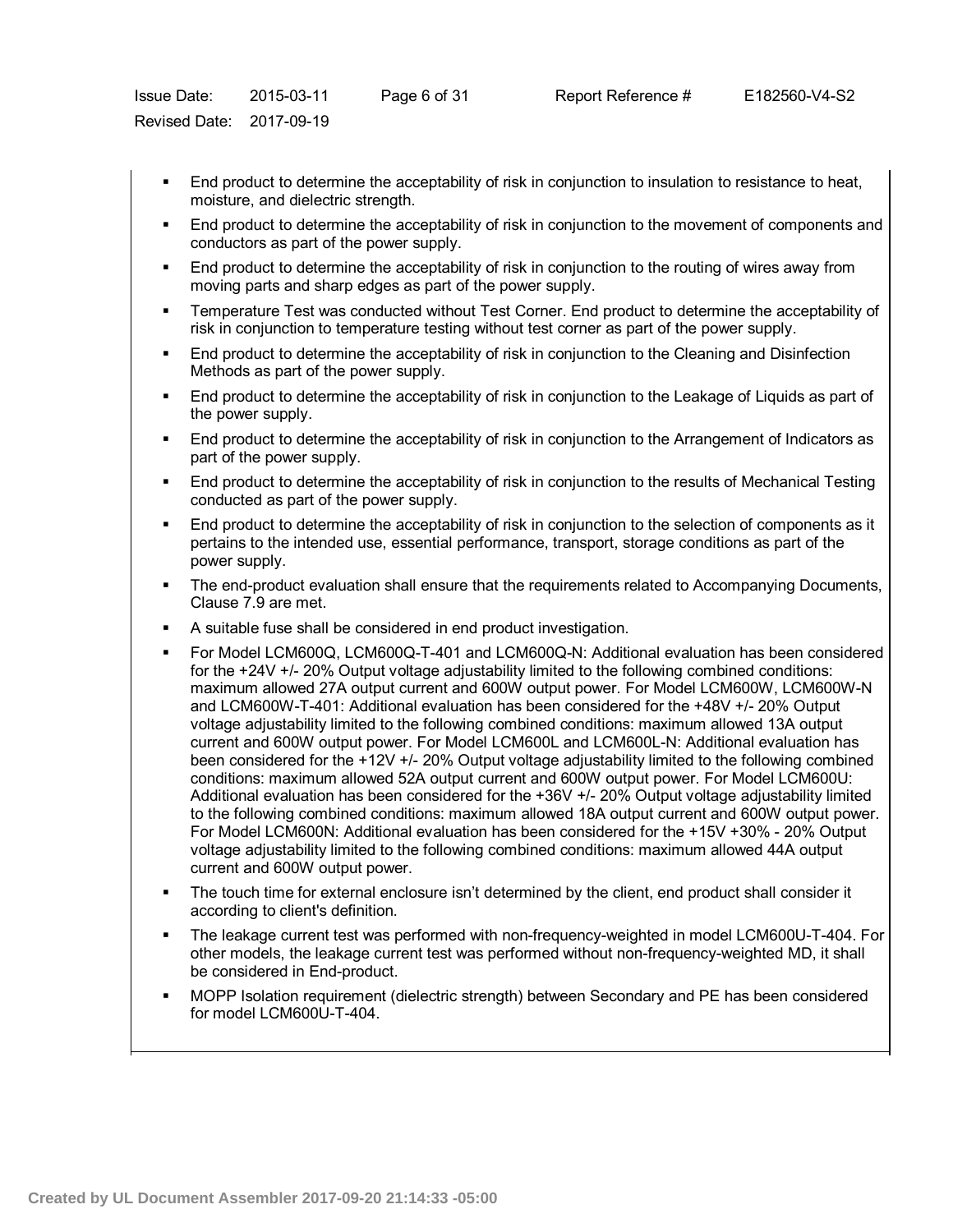- End product to determine the acceptability of risk in conjunction to insulation to resistance to heat, moisture, and dielectric strength.
- End product to determine the acceptability of risk in conjunction to the movement of components and conductors as part of the power supply.
- End product to determine the acceptability of risk in conjunction to the routing of wires away from moving parts and sharp edges as part of the power supply.
- Temperature Test was conducted without Test Corner. End product to determine the acceptability of risk in conjunction to temperature testing without test corner as part of the power supply.
- End product to determine the acceptability of risk in conjunction to the Cleaning and Disinfection Methods as part of the power supply.
- End product to determine the acceptability of risk in conjunction to the Leakage of Liquids as part of the power supply.
- End product to determine the acceptability of risk in conjunction to the Arrangement of Indicators as part of the power supply.
- End product to determine the acceptability of risk in conjunction to the results of Mechanical Testing conducted as part of the power supply.
- End product to determine the acceptability of risk in conjunction to the selection of components as it pertains to the intended use, essential performance, transport, storage conditions as part of the power supply.
- The end-product evaluation shall ensure that the requirements related to Accompanying Documents, Clause 7.9 are met.
- A suitable fuse shall be considered in end product investigation.
- For Model LCM600Q, LCM600Q-T-401 and LCM600Q-N: Additional evaluation has been considered for the +24V +/- 20% Output voltage adjustability limited to the following combined conditions: maximum allowed 27A output current and 600W output power. For Model LCM600W, LCM600W-N and LCM600W-T-401: Additional evaluation has been considered for the +48V +/- 20% Output voltage adjustability limited to the following combined conditions: maximum allowed 13A output current and 600W output power. For Model LCM600L and LCM600L-N: Additional evaluation has been considered for the +12V +/- 20% Output voltage adjustability limited to the following combined conditions: maximum allowed 52A output current and 600W output power. For Model LCM600U: Additional evaluation has been considered for the +36V +/- 20% Output voltage adjustability limited to the following combined conditions: maximum allowed 18A output current and 600W output power. For Model LCM600N: Additional evaluation has been considered for the +15V +30% - 20% Output voltage adjustability limited to the following combined conditions: maximum allowed 44A output current and 600W output power.
- The touch time for external enclosure isn't determined by the client, end product shall consider it according to client's definition.
- The leakage current test was performed with non-frequency-weighted in model LCM600U-T-404. For other models, the leakage current test was performed without non-frequency-weighted MD, it shall be considered in End-product.
- MOPP Isolation requirement (dielectric strength) between Secondary and PE has been considered for model LCM600U-T-404.